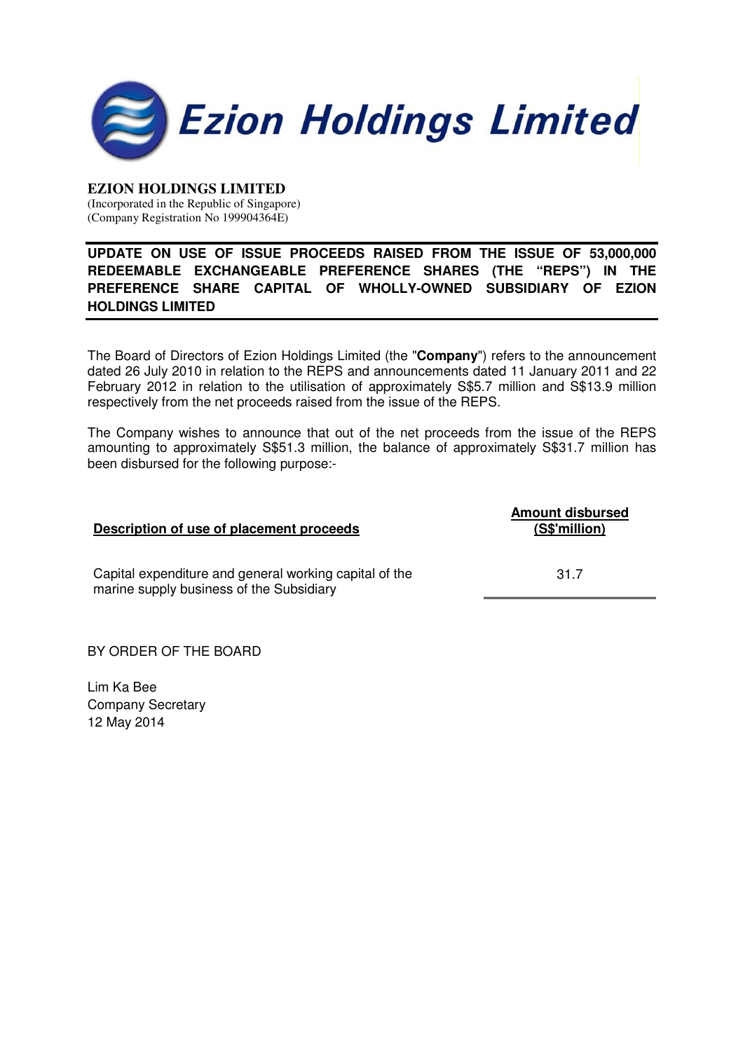# Ezion Holdings Limited

**EZION HOLDINGS LIMITED**
(Incorporated in the Republic of Singapore)
(Company Registration No 199904364E)

## UPDATE ON USE OF ISSUE PROCEEDS RAISED FROM THE ISSUE OF 53,000,000 REDEEMABLE EXCHANGEABLE PREFERENCE SHARES (THE "REPS") IN THE PREFERENCE SHARE CAPITAL OF WHOLLY-OWNED SUBSIDIARY OF EZION HOLDINGS LIMITED

The Board of Directors of Ezion Holdings Limited (the "**Company**") refers to the announcement dated 26 July 2010 in relation to the REPS and announcements dated 11 January 2011 and 22 February 2012 in relation to the utilisation of approximately S$5.7 million and S$13.9 million respectively from the net proceeds raised from the issue of the REPS.

The Company wishes to announce that out of the net proceeds from the issue of the REPS amounting to approximately S$51.3 million, the balance of approximately S$31.7 million has been disbursed for the following purpose:-

| **Description of use of placement proceeds** | **Amount disbursed (S$'million)** |
|---|---|
| Capital expenditure and general working capital of the marine supply business of the Subsidiary | 31.7 |

BY ORDER OF THE BOARD

Lim Ka Bee
Company Secretary
12 May 2014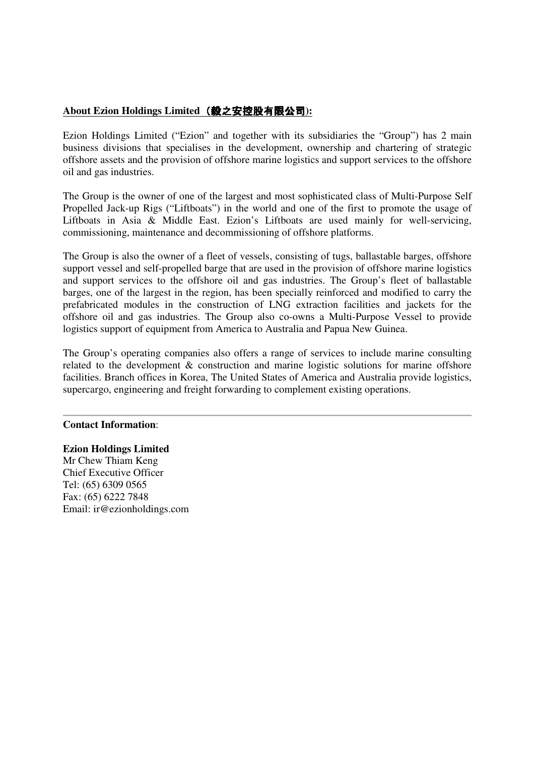**About Ezion Holdings Limited（毅之安控股有限公司):**

Ezion Holdings Limited ("Ezion" and together with its subsidiaries the "Group") has 2 main business divisions that specialises in the development, ownership and chartering of strategic offshore assets and the provision of offshore marine logistics and support services to the offshore oil and gas industries.

The Group is the owner of one of the largest and most sophisticated class of Multi-Purpose Self Propelled Jack-up Rigs ("Liftboats") in the world and one of the first to promote the usage of Liftboats in Asia & Middle East. Ezion's Liftboats are used mainly for well-servicing, commissioning, maintenance and decommissioning of offshore platforms.

The Group is also the owner of a fleet of vessels, consisting of tugs, ballastable barges, offshore support vessel and self-propelled barge that are used in the provision of offshore marine logistics and support services to the offshore oil and gas industries. The Group's fleet of ballastable barges, one of the largest in the region, has been specially reinforced and modified to carry the prefabricated modules in the construction of LNG extraction facilities and jackets for the offshore oil and gas industries. The Group also co-owns a Multi-Purpose Vessel to provide logistics support of equipment from America to Australia and Papua New Guinea.

The Group's operating companies also offers a range of services to include marine consulting related to the development & construction and marine logistic solutions for marine offshore facilities. Branch offices in Korea, The United States of America and Australia provide logistics, supercargo, engineering and freight forwarding to complement existing operations.

---

**Contact Information**:

**Ezion Holdings Limited**
Mr Chew Thiam Keng
Chief Executive Officer
Tel: (65) 6309 0565
Fax: (65) 6222 7848
Email: ir@ezionholdings.com